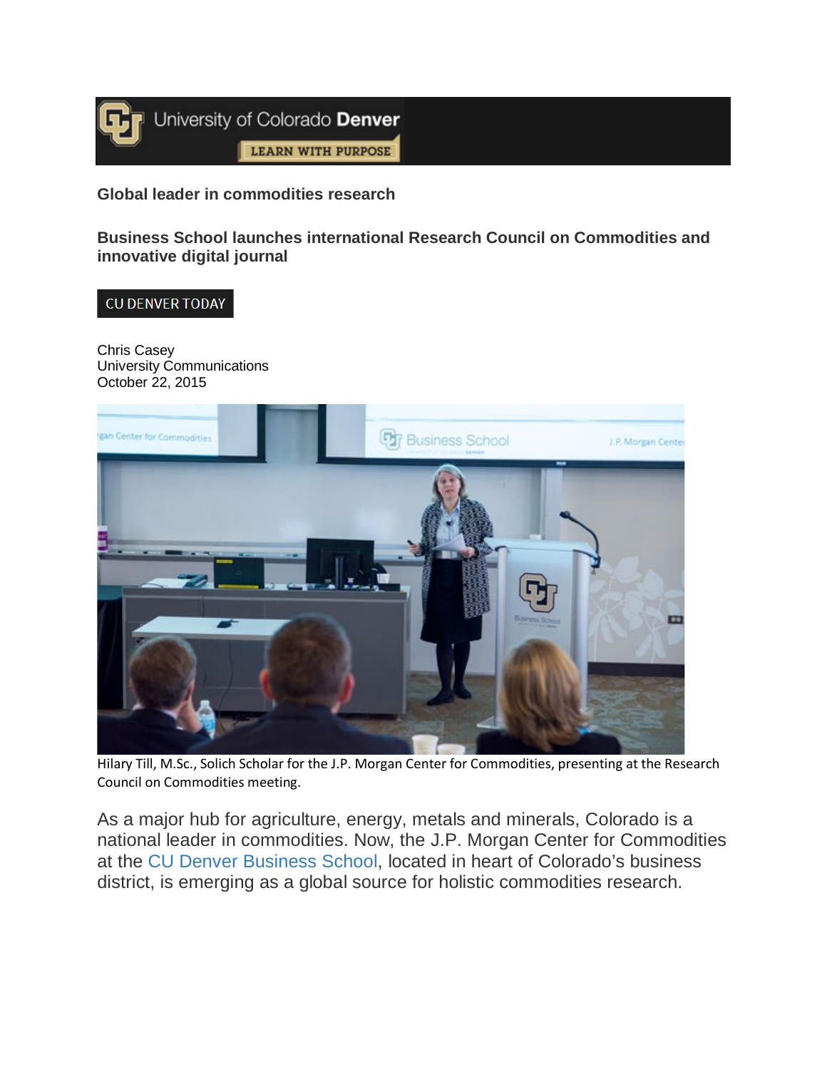University of Colorado Denver

LEARN WITH PURPOSE

## Global leader in commodities research

### Business School launches international Research Council on Commodities and innovative digital journal

CU DENVER TODAY

Chris Casey
University Communications
October 22, 2015

Hilary Till, M.Sc., Solich Scholar for the J.P. Morgan Center for Commodities, presenting at the Research Council on Commodities meeting.

As a major hub for agriculture, energy, metals and minerals, Colorado is a national leader in commodities. Now, the J.P. Morgan Center for Commodities at the CU Denver Business School, located in heart of Colorado's business district, is emerging as a global source for holistic commodities research.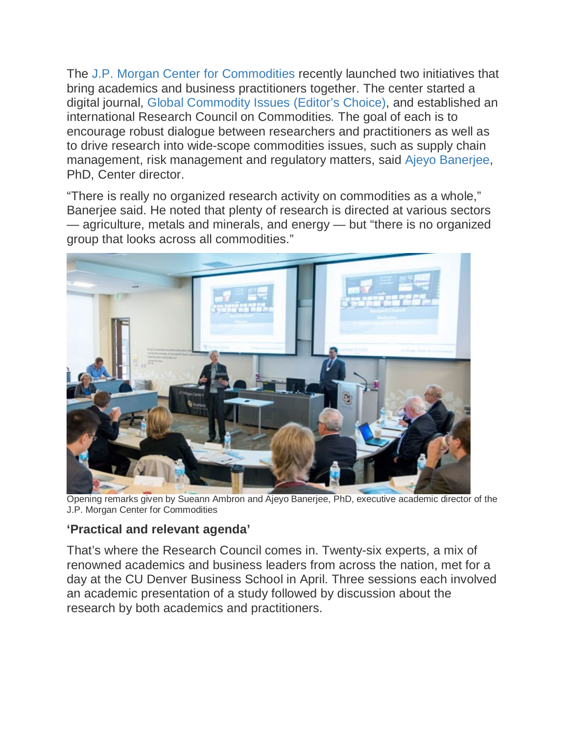The J.P. Morgan Center for Commodities recently launched two initiatives that bring academics and business practitioners together. The center started a digital journal, Global Commodity Issues (Editor's Choice), and established an international Research Council on Commodities. The goal of each is to encourage robust dialogue between researchers and practitioners as well as to drive research into wide-scope commodities issues, such as supply chain management, risk management and regulatory matters, said Ajeyo Banerjee, PhD, Center director.

"There is really no organized research activity on commodities as a whole," Banerjee said. He noted that plenty of research is directed at various sectors — agriculture, metals and minerals, and energy — but "there is no organized group that looks across all commodities."

Opening remarks given by Sueann Ambron and Ajeyo Banerjee, PhD, executive academic director of the J.P. Morgan Center for Commodities

### 'Practical and relevant agenda'

That's where the Research Council comes in. Twenty-six experts, a mix of renowned academics and business leaders from across the nation, met for a day at the CU Denver Business School in April. Three sessions each involved an academic presentation of a study followed by discussion about the research by both academics and practitioners.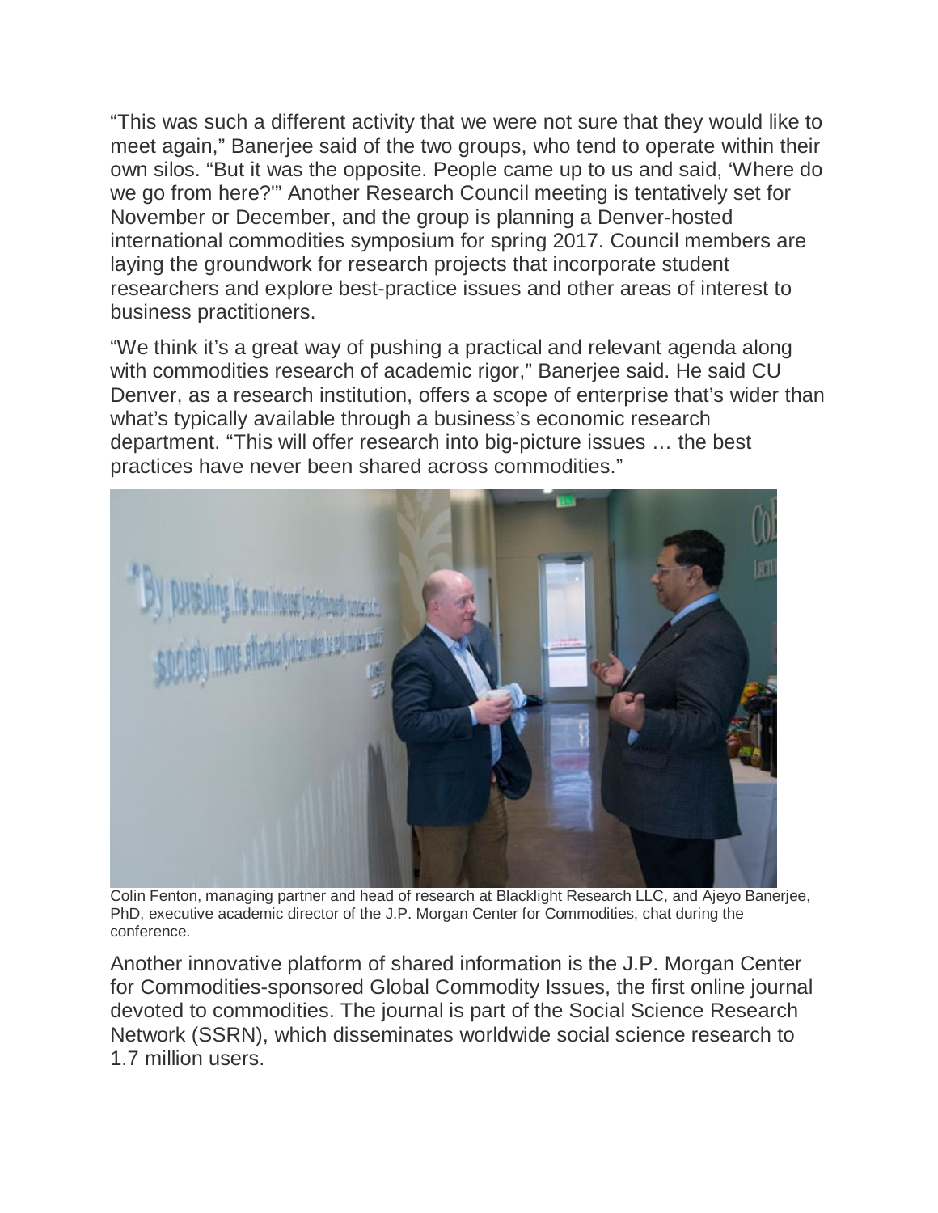"This was such a different activity that we were not sure that they would like to meet again," Banerjee said of the two groups, who tend to operate within their own silos. "But it was the opposite. People came up to us and said, 'Where do we go from here?'" Another Research Council meeting is tentatively set for November or December, and the group is planning a Denver-hosted international commodities symposium for spring 2017. Council members are laying the groundwork for research projects that incorporate student researchers and explore best-practice issues and other areas of interest to business practitioners.

"We think it's a great way of pushing a practical and relevant agenda along with commodities research of academic rigor," Banerjee said. He said CU Denver, as a research institution, offers a scope of enterprise that's wider than what's typically available through a business's economic research department. "This will offer research into big-picture issues … the best practices have never been shared across commodities."

Colin Fenton, managing partner and head of research at Blacklight Research LLC, and Ajeyo Banerjee, PhD, executive academic director of the J.P. Morgan Center for Commodities, chat during the conference.

Another innovative platform of shared information is the J.P. Morgan Center for Commodities-sponsored Global Commodity Issues, the first online journal devoted to commodities. The journal is part of the Social Science Research Network (SSRN), which disseminates worldwide social science research to 1.7 million users.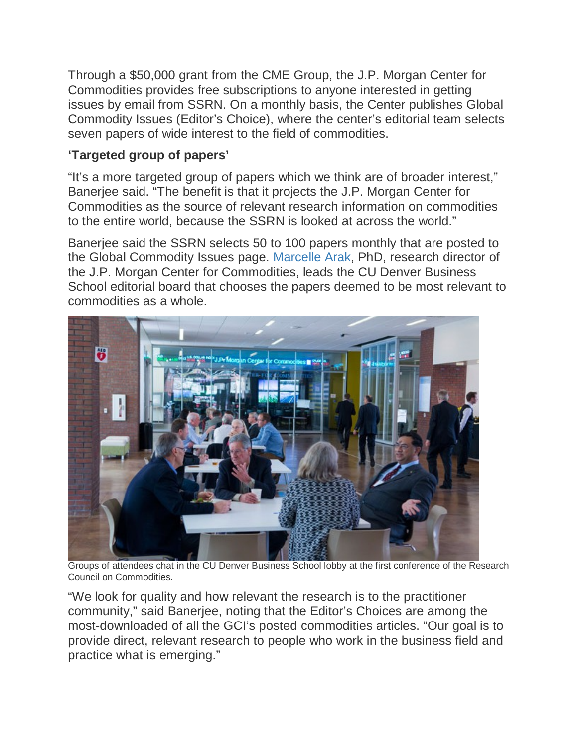Through a $50,000 grant from the CME Group, the J.P. Morgan Center for Commodities provides free subscriptions to anyone interested in getting issues by email from SSRN. On a monthly basis, the Center publishes Global Commodity Issues (Editor's Choice), where the center's editorial team selects seven papers of wide interest to the field of commodities.

**'Targeted group of papers'**

"It's a more targeted group of papers which we think are of broader interest," Banerjee said. "The benefit is that it projects the J.P. Morgan Center for Commodities as the source of relevant research information on commodities to the entire world, because the SSRN is looked at across the world."

Banerjee said the SSRN selects 50 to 100 papers monthly that are posted to the Global Commodity Issues page. Marcelle Arak, PhD, research director of the J.P. Morgan Center for Commodities, leads the CU Denver Business School editorial board that chooses the papers deemed to be most relevant to commodities as a whole.

Groups of attendees chat in the CU Denver Business School lobby at the first conference of the Research Council on Commodities.

"We look for quality and how relevant the research is to the practitioner community," said Banerjee, noting that the Editor's Choices are among the most-downloaded of all the GCI's posted commodities articles. "Our goal is to provide direct, relevant research to people who work in the business field and practice what is emerging."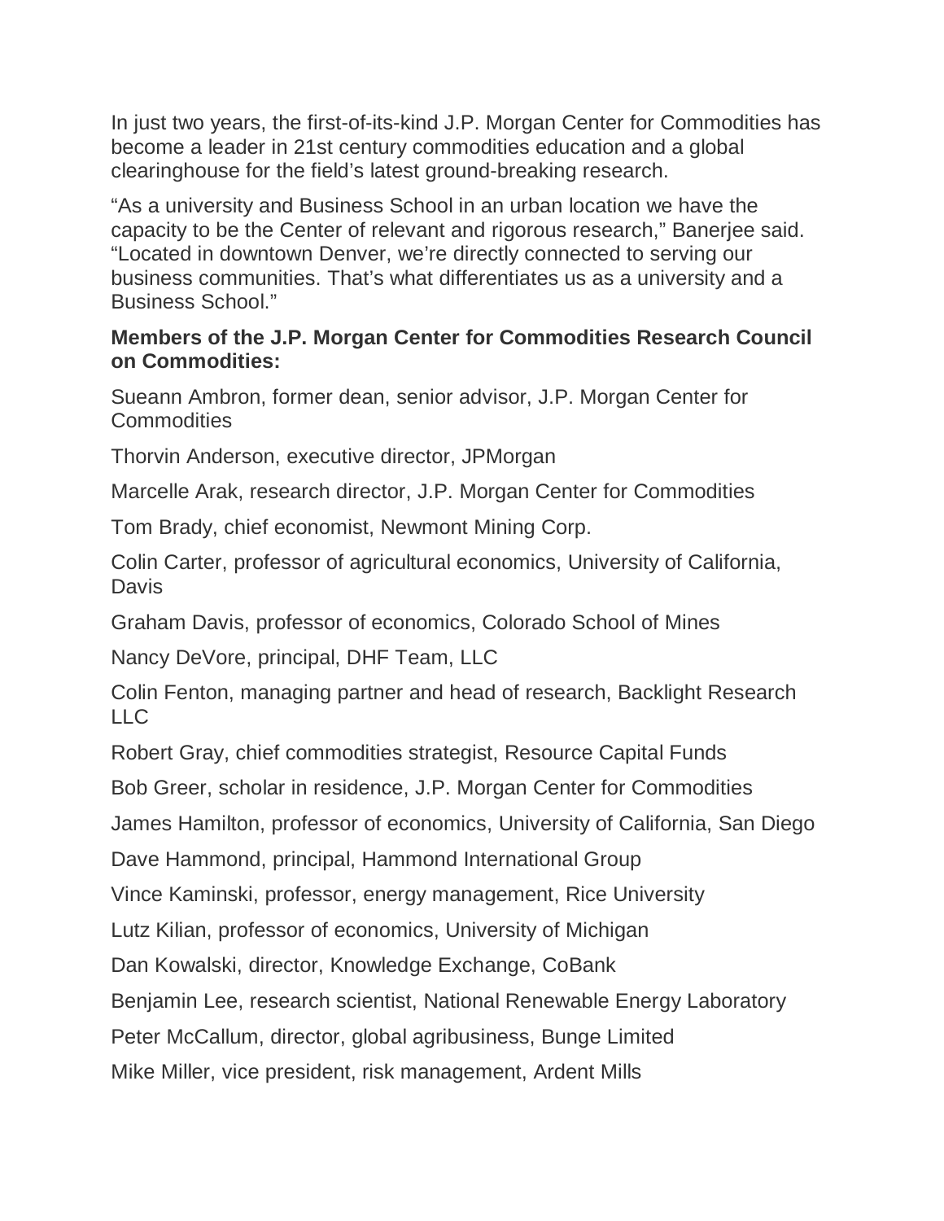In just two years, the first-of-its-kind J.P. Morgan Center for Commodities has become a leader in 21st century commodities education and a global clearinghouse for the field's latest ground-breaking research.

"As a university and Business School in an urban location we have the capacity to be the Center of relevant and rigorous research," Banerjee said. "Located in downtown Denver, we're directly connected to serving our business communities. That's what differentiates us as a university and a Business School."

**Members of the J.P. Morgan Center for Commodities Research Council on Commodities:**

Sueann Ambron, former dean, senior advisor, J.P. Morgan Center for Commodities

Thorvin Anderson, executive director, JPMorgan

Marcelle Arak, research director, J.P. Morgan Center for Commodities

Tom Brady, chief economist, Newmont Mining Corp.

Colin Carter, professor of agricultural economics, University of California, Davis

Graham Davis, professor of economics, Colorado School of Mines

Nancy DeVore, principal, DHF Team, LLC

Colin Fenton, managing partner and head of research, Backlight Research LLC

Robert Gray, chief commodities strategist, Resource Capital Funds

Bob Greer, scholar in residence, J.P. Morgan Center for Commodities

James Hamilton, professor of economics, University of California, San Diego

Dave Hammond, principal, Hammond International Group

Vince Kaminski, professor, energy management, Rice University

Lutz Kilian, professor of economics, University of Michigan

Dan Kowalski, director, Knowledge Exchange, CoBank

Benjamin Lee, research scientist, National Renewable Energy Laboratory

Peter McCallum, director, global agribusiness, Bunge Limited

Mike Miller, vice president, risk management, Ardent Mills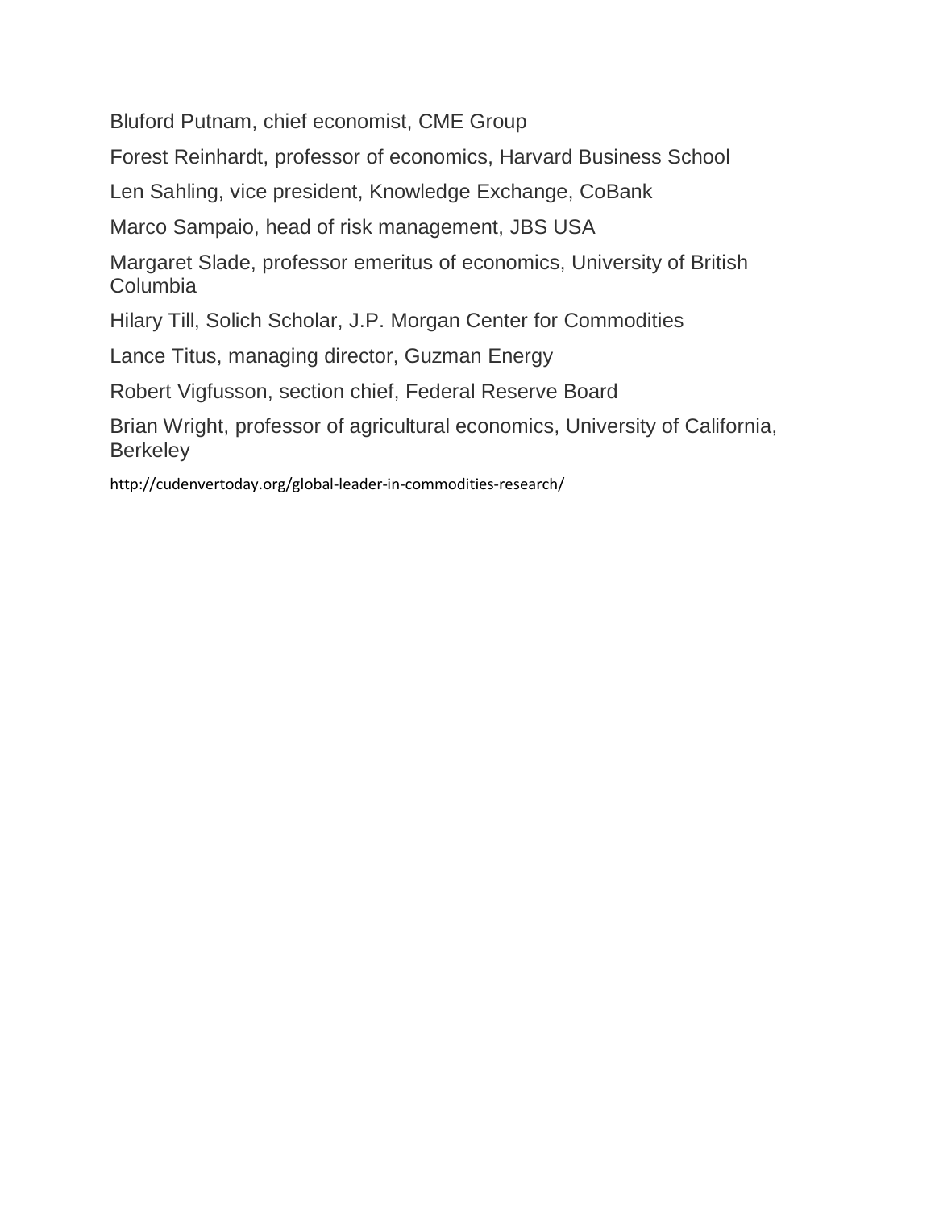Bluford Putnam, chief economist, CME Group

Forest Reinhardt, professor of economics, Harvard Business School

Len Sahling, vice president, Knowledge Exchange, CoBank

Marco Sampaio, head of risk management, JBS USA

Margaret Slade, professor emeritus of economics, University of British Columbia

Hilary Till, Solich Scholar, J.P. Morgan Center for Commodities

Lance Titus, managing director, Guzman Energy

Robert Vigfusson, section chief, Federal Reserve Board

Brian Wright, professor of agricultural economics, University of California, Berkeley

http://cudenvertoday.org/global-leader-in-commodities-research/